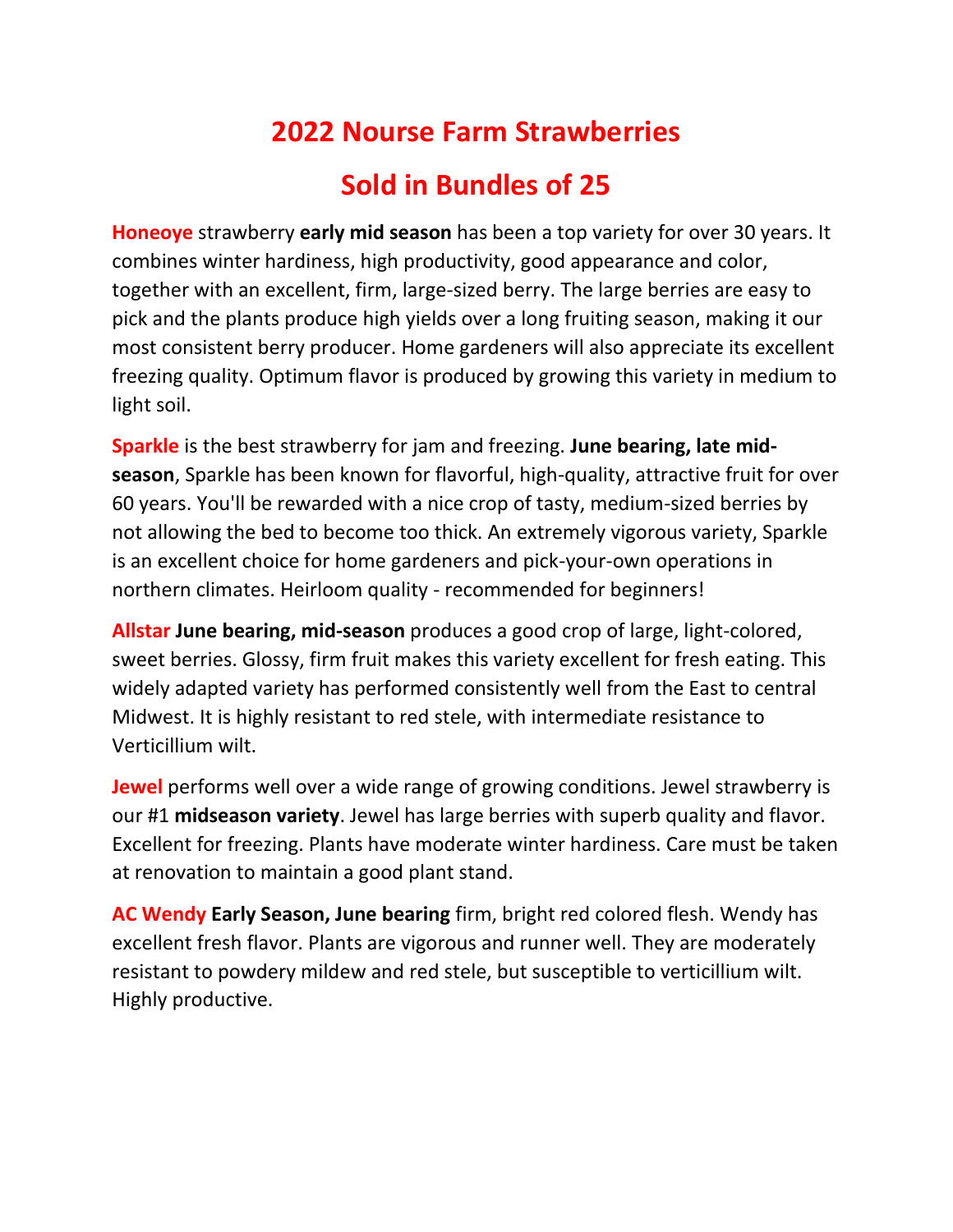# 2022 Nourse Farm Strawberries

# Sold in Bundles of 25

**Honeoye** strawberry **early mid season** has been a top variety for over 30 years. It combines winter hardiness, high productivity, good appearance and color, together with an excellent, firm, large-sized berry. The large berries are easy to pick and the plants produce high yields over a long fruiting season, making it our most consistent berry producer. Home gardeners will also appreciate its excellent freezing quality. Optimum flavor is produced by growing this variety in medium to light soil.

**Sparkle** is the best strawberry for jam and freezing. **June bearing, late mid-season**, Sparkle has been known for flavorful, high-quality, attractive fruit for over 60 years. You'll be rewarded with a nice crop of tasty, medium-sized berries by not allowing the bed to become too thick. An extremely vigorous variety, Sparkle is an excellent choice for home gardeners and pick-your-own operations in northern climates. Heirloom quality - recommended for beginners!

**Allstar June bearing, mid-season** produces a good crop of large, light-colored, sweet berries. Glossy, firm fruit makes this variety excellent for fresh eating. This widely adapted variety has performed consistently well from the East to central Midwest. It is highly resistant to red stele, with intermediate resistance to Verticillium wilt.

**Jewel** performs well over a wide range of growing conditions. Jewel strawberry is our #1 **midseason variety**. Jewel has large berries with superb quality and flavor. Excellent for freezing. Plants have moderate winter hardiness. Care must be taken at renovation to maintain a good plant stand.

**AC Wendy Early Season, June bearing** firm, bright red colored flesh. Wendy has excellent fresh flavor. Plants are vigorous and runner well. They are moderately resistant to powdery mildew and red stele, but susceptible to verticillium wilt. Highly productive.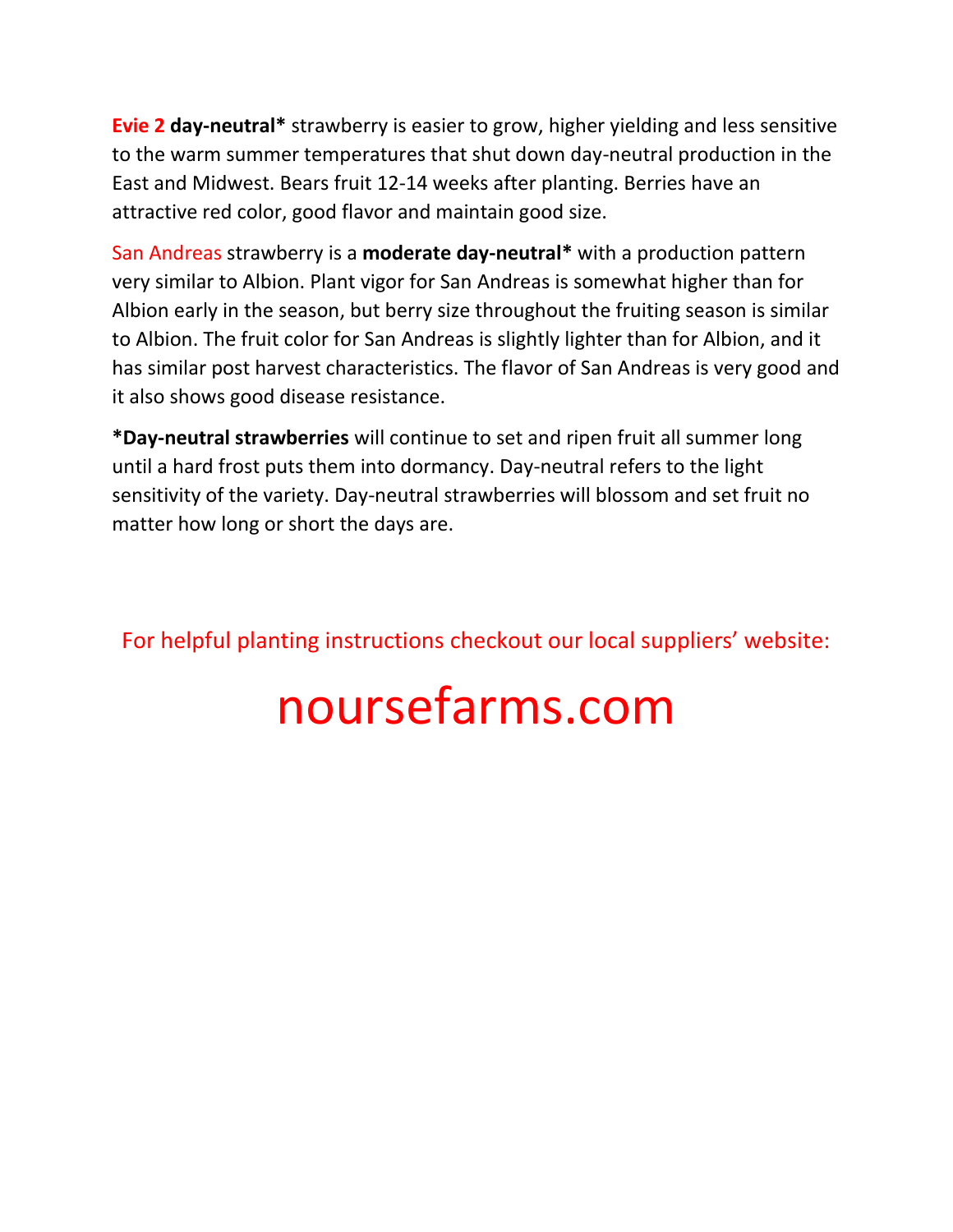**Evie 2** **day-neutral*** strawberry is easier to grow, higher yielding and less sensitive to the warm summer temperatures that shut down day-neutral production in the East and Midwest. Bears fruit 12-14 weeks after planting. Berries have an attractive red color, good flavor and maintain good size.

San Andreas strawberry is a **moderate day-neutral*** with a production pattern very similar to Albion. Plant vigor for San Andreas is somewhat higher than for Albion early in the season, but berry size throughout the fruiting season is similar to Albion. The fruit color for San Andreas is slightly lighter than for Albion, and it has similar post harvest characteristics. The flavor of San Andreas is very good and it also shows good disease resistance.

***Day-neutral strawberries** will continue to set and ripen fruit all summer long until a hard frost puts them into dormancy. Day-neutral refers to the light sensitivity of the variety. Day-neutral strawberries will blossom and set fruit no matter how long or short the days are.

For helpful planting instructions checkout our local suppliers' website:

# noursefarms.com